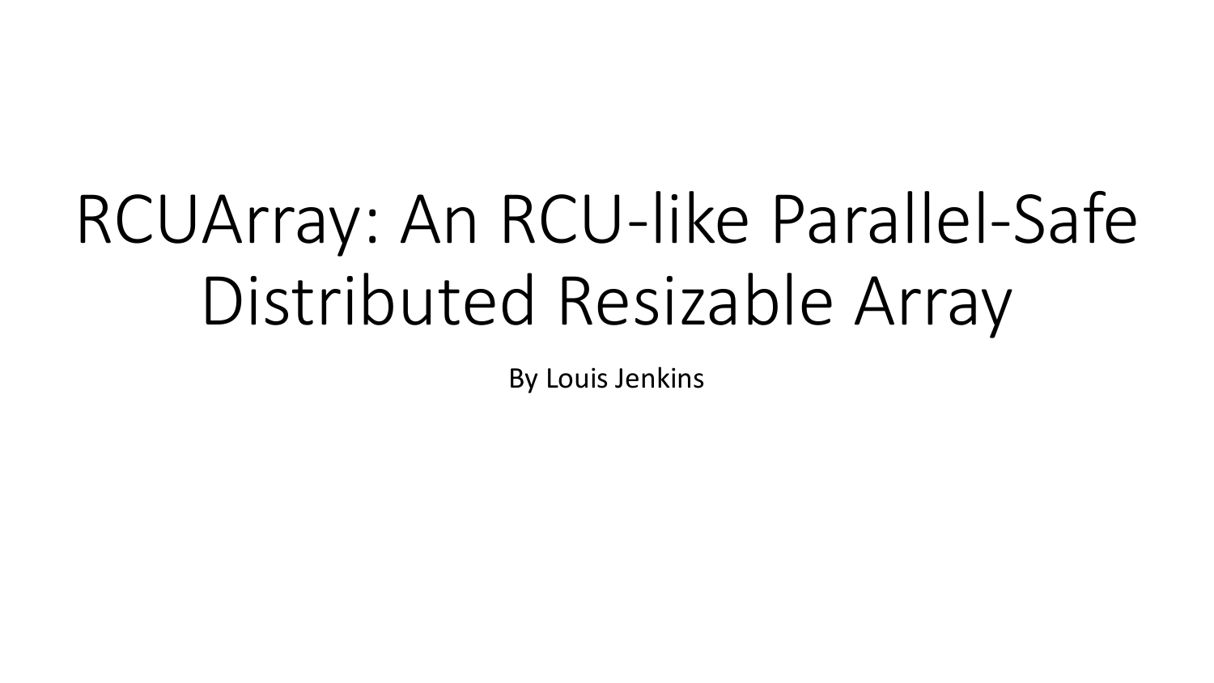# RCUArray: An RCU-like Parallel-Safe Distributed Resizable Array

By Louis Jenkins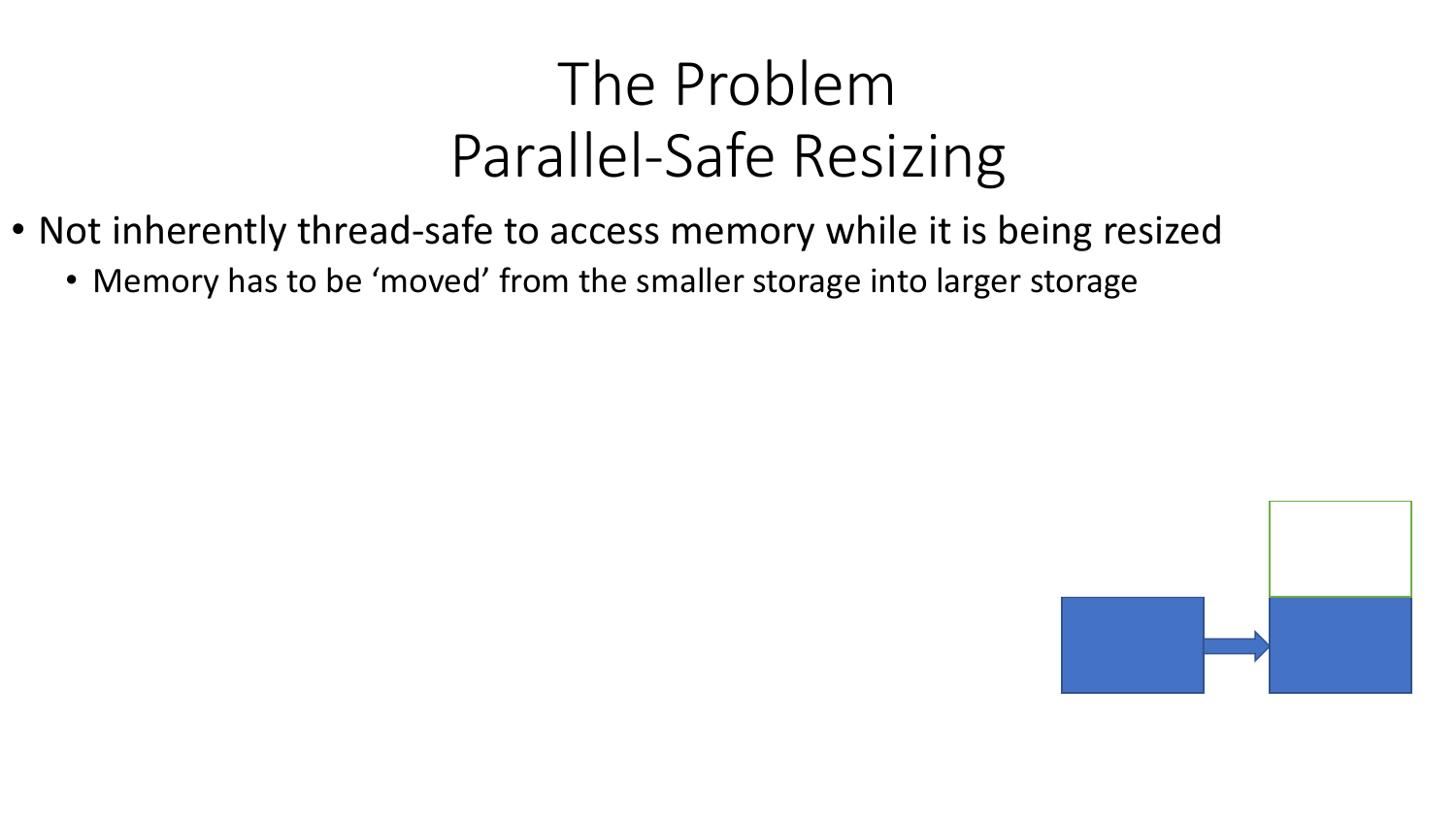# The Problem
# Parallel-Safe Resizing

- Not inherently thread-safe to access memory while it is being resized
  - Memory has to be 'moved' from the smaller storage into larger storage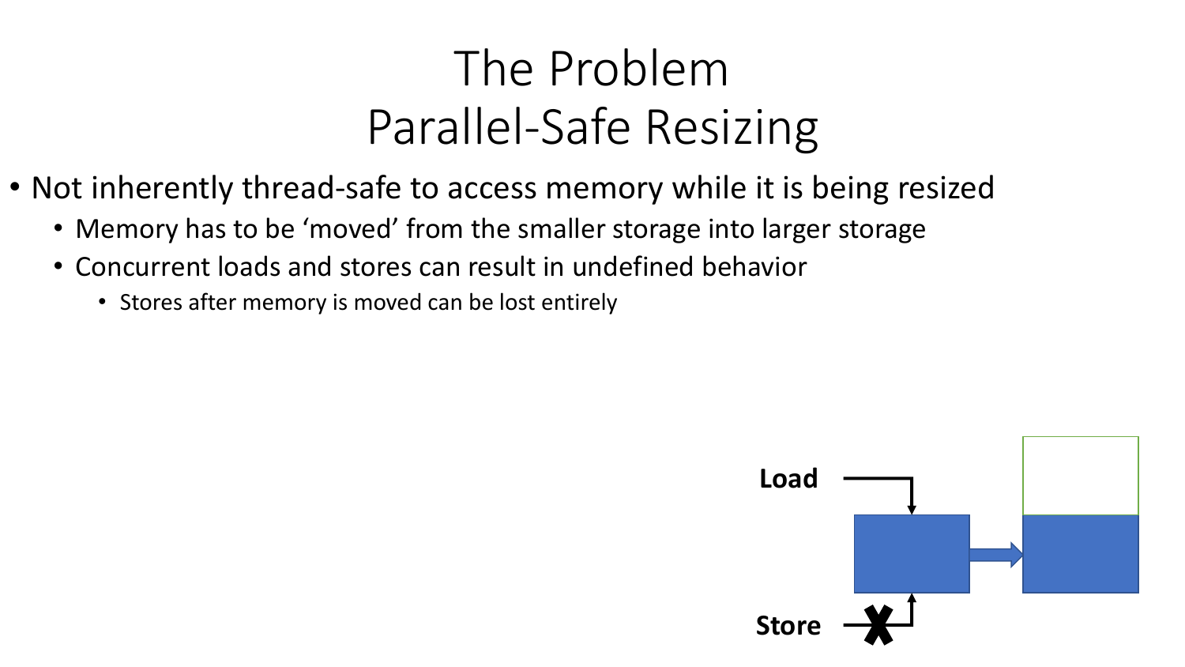# The Problem
# Parallel-Safe Resizing

- Not inherently thread-safe to access memory while it is being resized
  - Memory has to be ‘moved’ from the smaller storage into larger storage
  - Concurrent loads and stores can result in undefined behavior
    - Stores after memory is moved can be lost entirely

**Load**

**Store**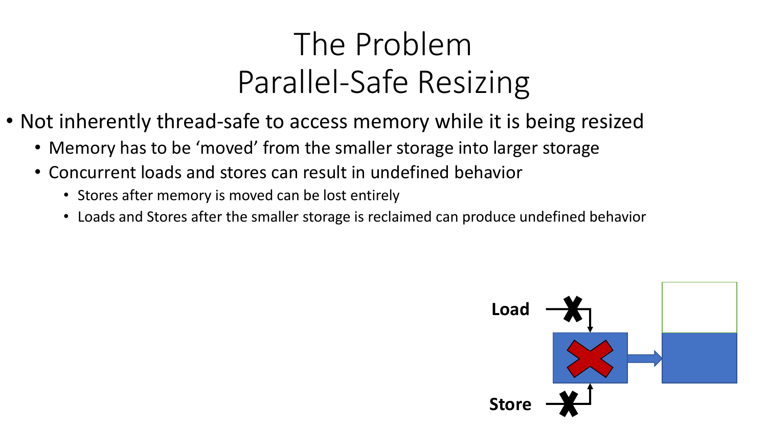# The Problem
# Parallel-Safe Resizing

- Not inherently thread-safe to access memory while it is being resized
  - Memory has to be 'moved' from the smaller storage into larger storage
  - Concurrent loads and stores can result in undefined behavior
    - Stores after memory is moved can be lost entirely
    - Loads and Stores after the smaller storage is reclaimed can produce undefined behavior

Load

Store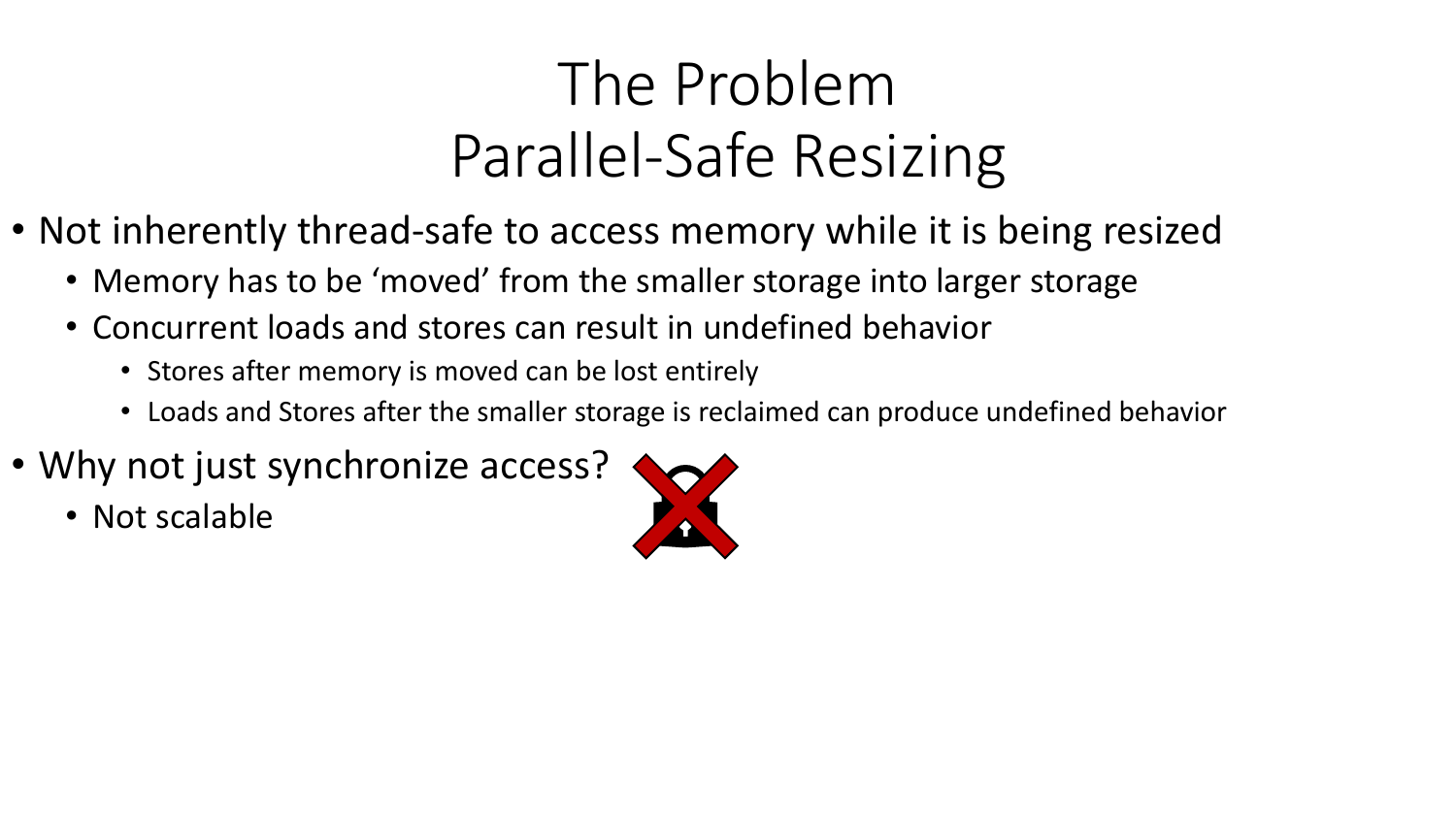# The Problem
# Parallel-Safe Resizing

- Not inherently thread-safe to access memory while it is being resized
  - Memory has to be 'moved' from the smaller storage into larger storage
  - Concurrent loads and stores can result in undefined behavior
    - Stores after memory is moved can be lost entirely
    - Loads and Stores after the smaller storage is reclaimed can produce undefined behavior
- Why not just synchronize access?
  - Not scalable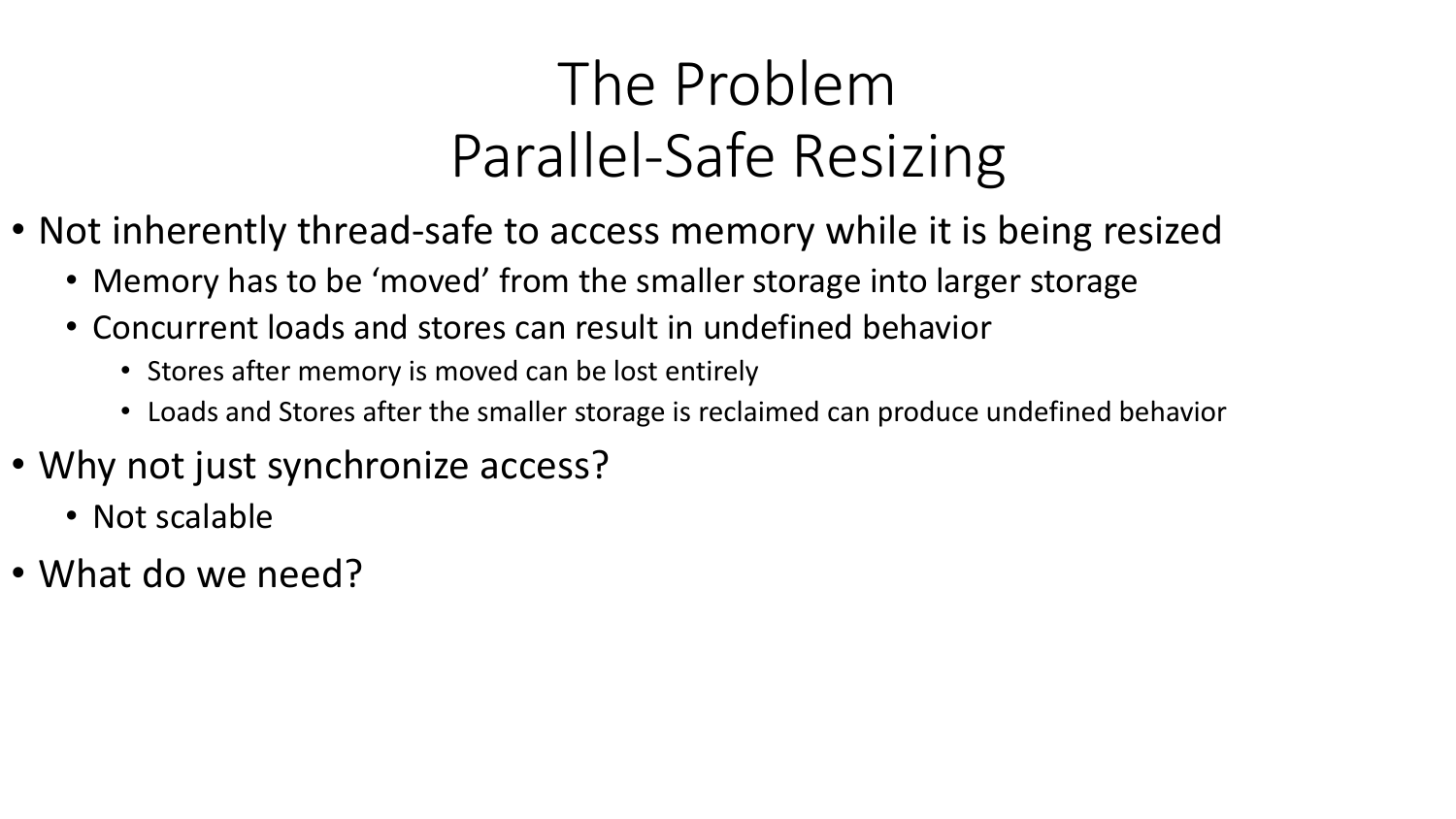# The Problem
# Parallel-Safe Resizing

- Not inherently thread-safe to access memory while it is being resized
  - Memory has to be 'moved' from the smaller storage into larger storage
  - Concurrent loads and stores can result in undefined behavior
    - Stores after memory is moved can be lost entirely
    - Loads and Stores after the smaller storage is reclaimed can produce undefined behavior
- Why not just synchronize access?
  - Not scalable
- What do we need?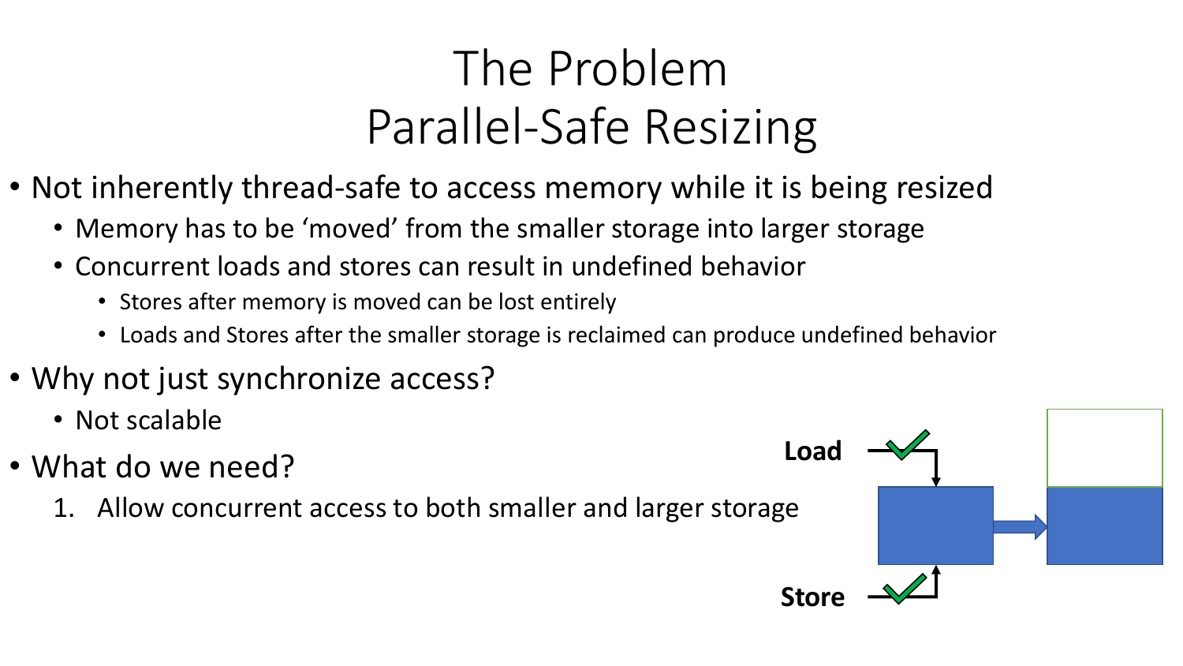# The Problem
# Parallel-Safe Resizing

- Not inherently thread-safe to access memory while it is being resized
  - Memory has to be 'moved' from the smaller storage into larger storage
  - Concurrent loads and stores can result in undefined behavior
    - Stores after memory is moved can be lost entirely
    - Loads and Stores after the smaller storage is reclaimed can produce undefined behavior
- Why not just synchronize access?
  - Not scalable
- What do we need?
  1. Allow concurrent access to both smaller and larger storage

**Load**

**Store**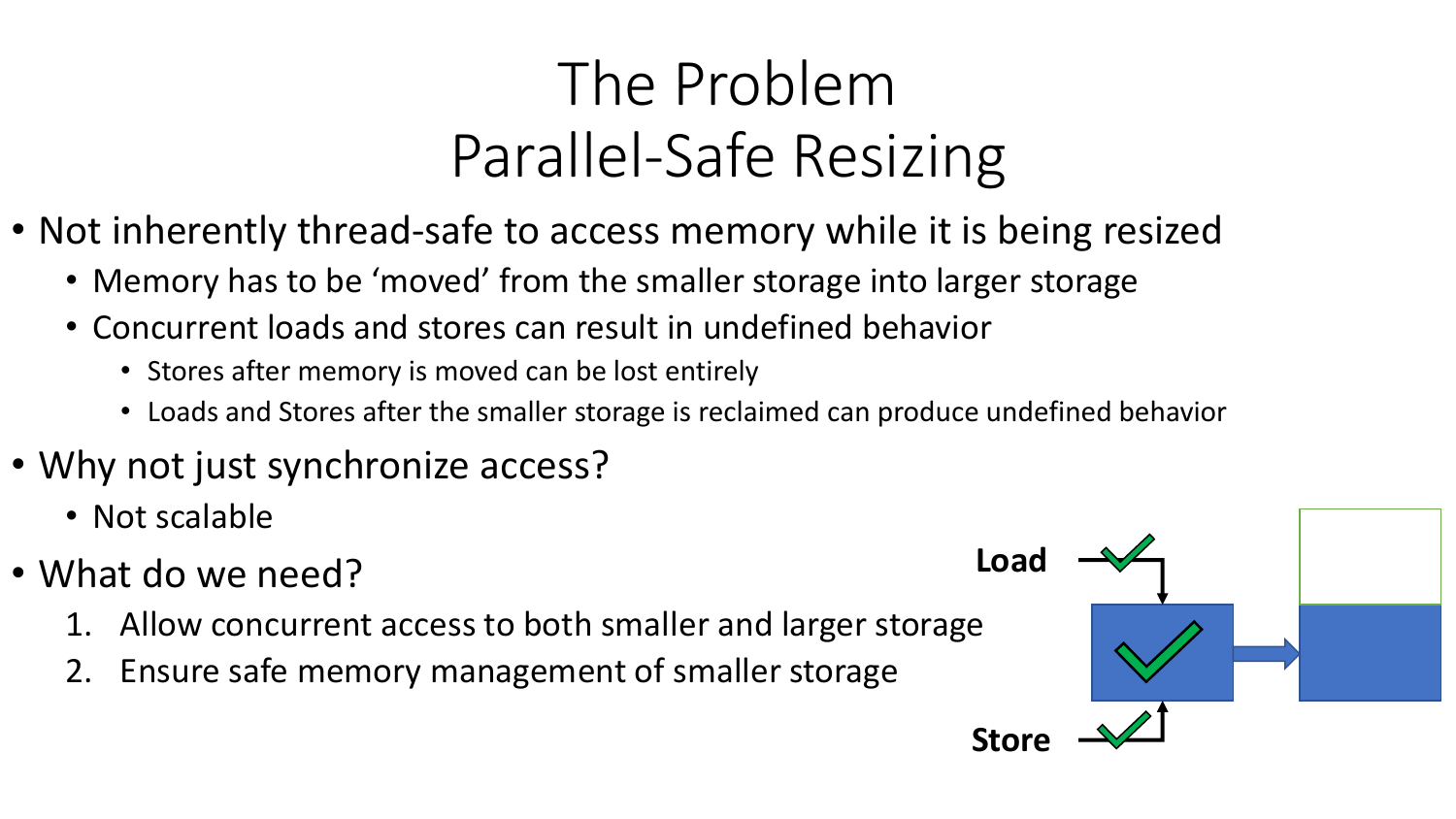# The Problem
# Parallel-Safe Resizing

- Not inherently thread-safe to access memory while it is being resized
  - Memory has to be 'moved' from the smaller storage into larger storage
  - Concurrent loads and stores can result in undefined behavior
    - Stores after memory is moved can be lost entirely
    - Loads and Stores after the smaller storage is reclaimed can produce undefined behavior
- Why not just synchronize access?
  - Not scalable
- What do we need?
  1. Allow concurrent access to both smaller and larger storage
  2. Ensure safe memory management of smaller storage

**Load**

**Store**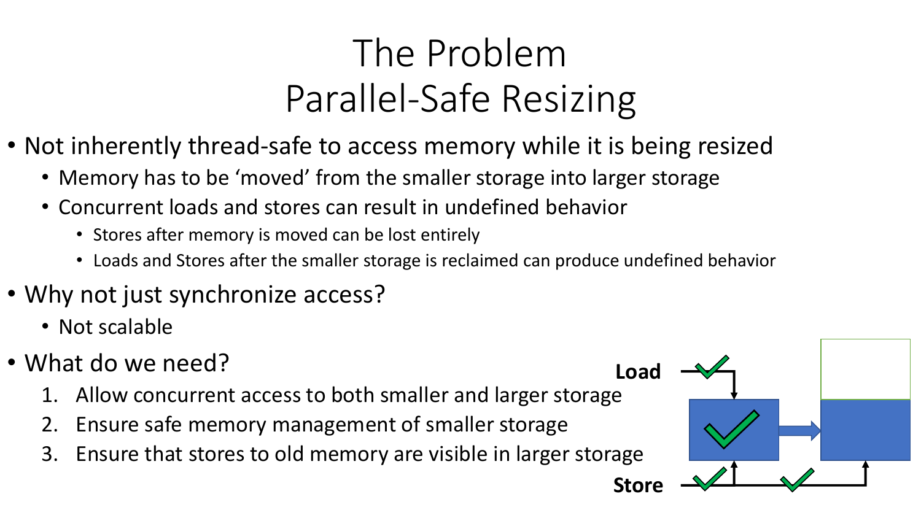# The Problem
# Parallel-Safe Resizing

- Not inherently thread-safe to access memory while it is being resized
  - Memory has to be 'moved' from the smaller storage into larger storage
  - Concurrent loads and stores can result in undefined behavior
    - Stores after memory is moved can be lost entirely
    - Loads and Stores after the smaller storage is reclaimed can produce undefined behavior
- Why not just synchronize access?
  - Not scalable
- What do we need?
  1. Allow concurrent access to both smaller and larger storage
  2. Ensure safe memory management of smaller storage
  3. Ensure that stores to old memory are visible in larger storage

Load

Store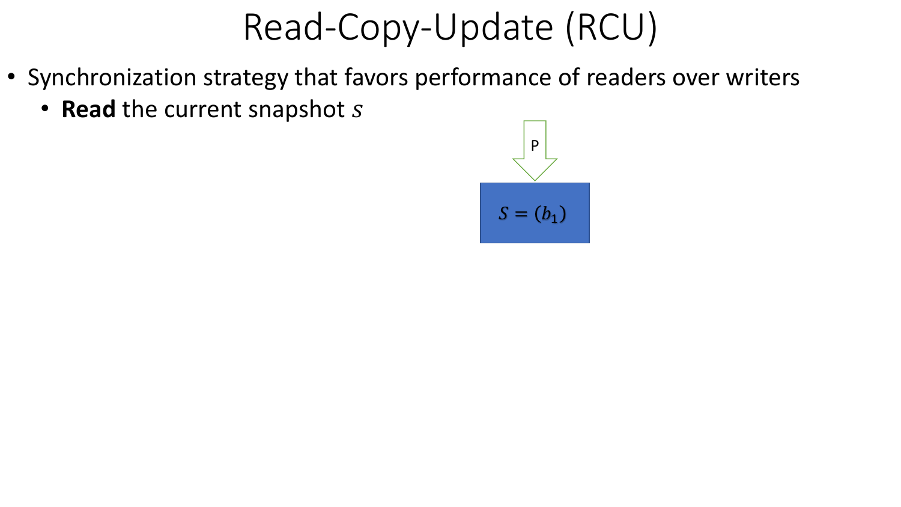# Read-Copy-Update (RCU)

- Synchronization strategy that favors performance of readers over writers
  - **Read** the current snapshot $s$

P

$S = (b_1)$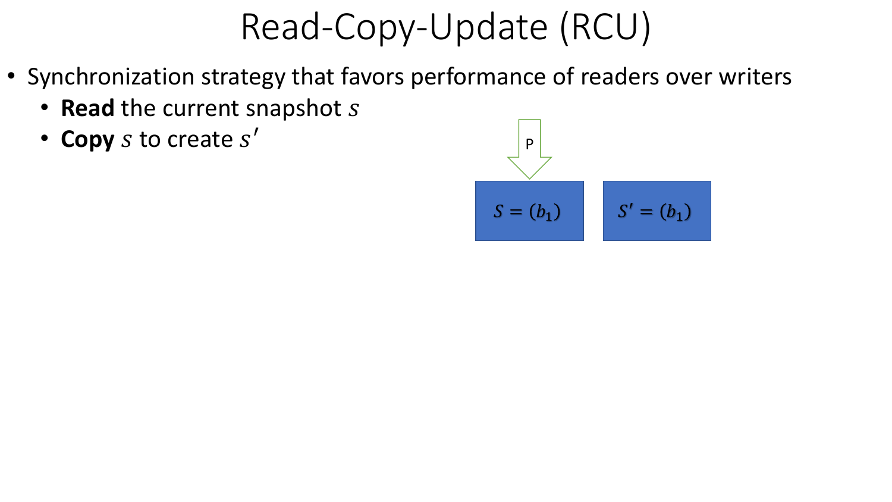# Read-Copy-Update (RCU)

- Synchronization strategy that favors performance of readers over writers
  - **Read** the current snapshot $s$
  - **Copy** $s$ to create $s'$

P

$S = (b_1)$

$S' = (b_1)$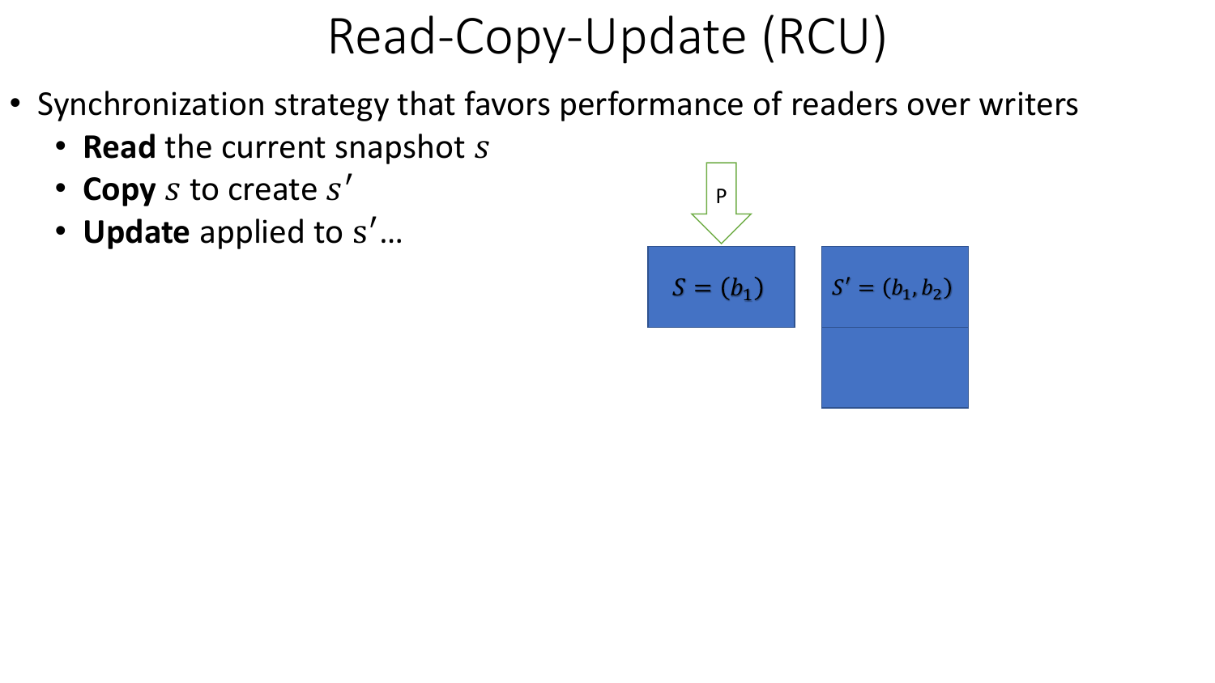# Read-Copy-Update (RCU)

- Synchronization strategy that favors performance of readers over writers
  - **Read** the current snapshot $s$
  - **Copy** $s$ to create $s'$
  - **Update** applied to $s'$…

P

$S = (b_1)$

$S' = (b_1, b_2)$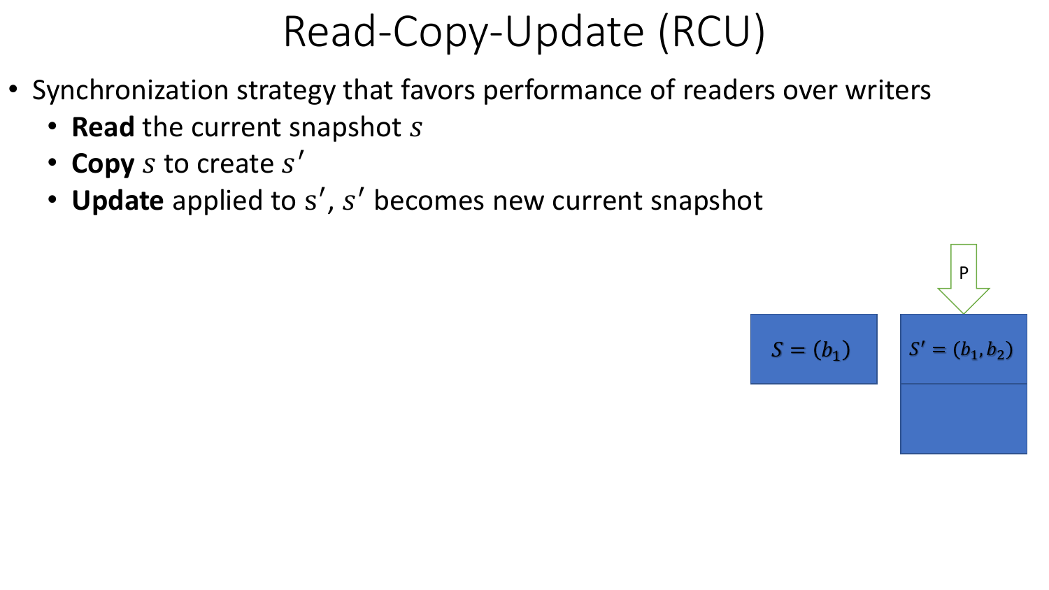# Read-Copy-Update (RCU)

- Synchronization strategy that favors performance of readers over writers
  - **Read** the current snapshot $s$
  - **Copy** $s$ to create $s'$
  - **Update** applied to $s'$, $s'$ becomes new current snapshot

P

$S = (b_1)$

$S' = (b_1, b_2)$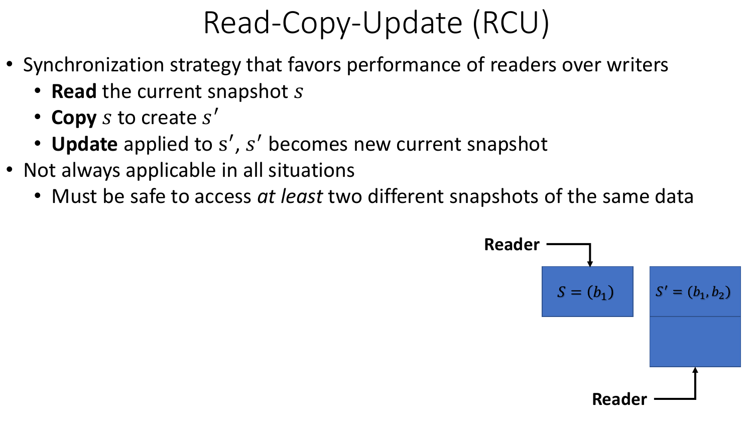# Read-Copy-Update (RCU)

- Synchronization strategy that favors performance of readers over writers
  - **Read** the current snapshot $s$
  - **Copy** $s$ to create $s'$
  - **Update** applied to $s'$, $s'$ becomes new current snapshot
- Not always applicable in all situations
  - Must be safe to access *at least* two different snapshots of the same data

**Reader**

$S = (b_1)$

$S' = (b_1, b_2)$

**Reader**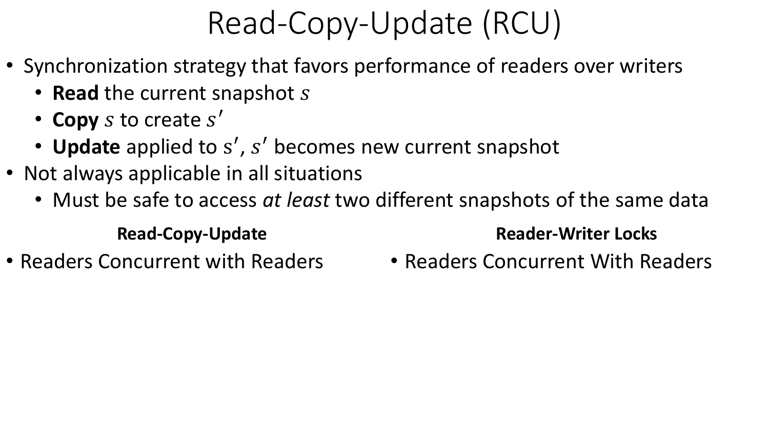# Read-Copy-Update (RCU)

- Synchronization strategy that favors performance of readers over writers
  - **Read** the current snapshot $s$
  - **Copy** $s$ to create $s'$
  - **Update** applied to $\mathrm{s}'$, $s'$ becomes new current snapshot
- Not always applicable in all situations
  - Must be safe to access *at least* two different snapshots of the same data

| **Read-Copy-Update** | **Reader-Writer Locks** |
| --- | --- |
| • Readers Concurrent with Readers | • Readers Concurrent With Readers |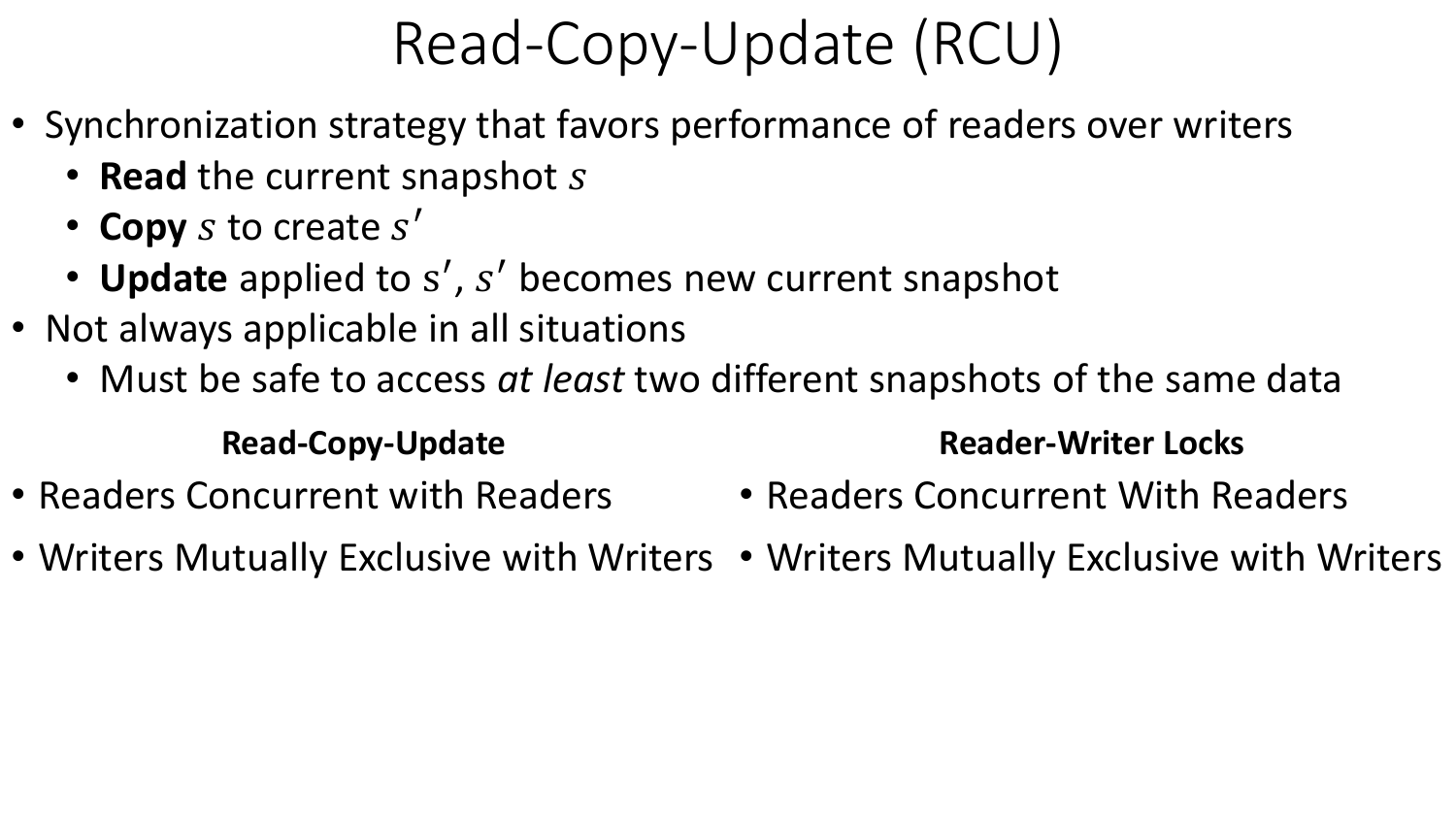# Read-Copy-Update (RCU)

- Synchronization strategy that favors performance of readers over writers
  - **Read** the current snapshot $s$
  - **Copy** $s$ to create $s'$
  - **Update** applied to $\mathrm{s}'$, $s'$ becomes new current snapshot
- Not always applicable in all situations
  - Must be safe to access *at least* two different snapshots of the same data

**Read-Copy-Update**

- Readers Concurrent with Readers
- Writers Mutually Exclusive with Writers

**Reader-Writer Locks**

- Readers Concurrent With Readers
- Writers Mutually Exclusive with Writers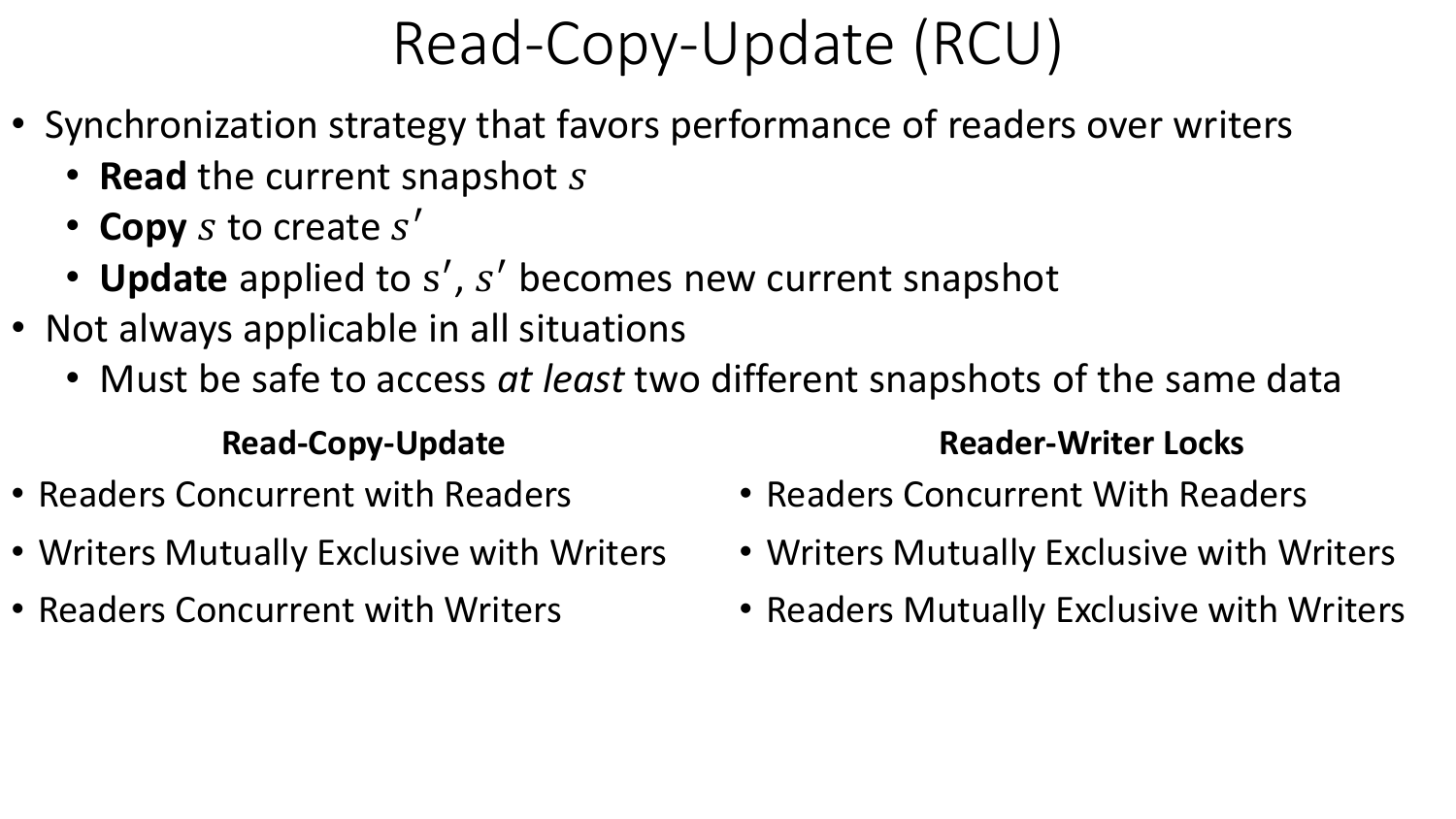# Read-Copy-Update (RCU)

- Synchronization strategy that favors performance of readers over writers
  - **Read** the current snapshot $s$
  - **Copy** $s$ to create $s'$
  - **Update** applied to $s'$, $s'$ becomes new current snapshot
- Not always applicable in all situations
  - Must be safe to access *at least* two different snapshots of the same data

**Read-Copy-Update**

- Readers Concurrent with Readers
- Writers Mutually Exclusive with Writers
- Readers Concurrent with Writers

**Reader-Writer Locks**

- Readers Concurrent With Readers
- Writers Mutually Exclusive with Writers
- Readers Mutually Exclusive with Writers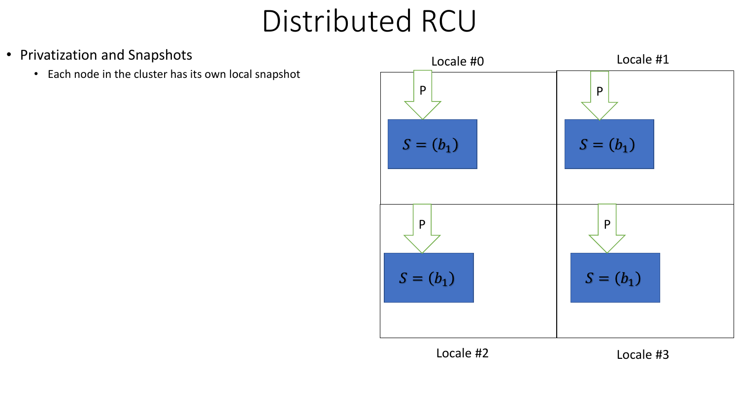# Distributed RCU

- Privatization and Snapshots
  - Each node in the cluster has its own local snapshot

Locale #0

P

$S = (b_1)$

Locale #1

P

$S = (b_1)$

Locale #2

P

$S = (b_1)$

Locale #3

P

$S = (b_1)$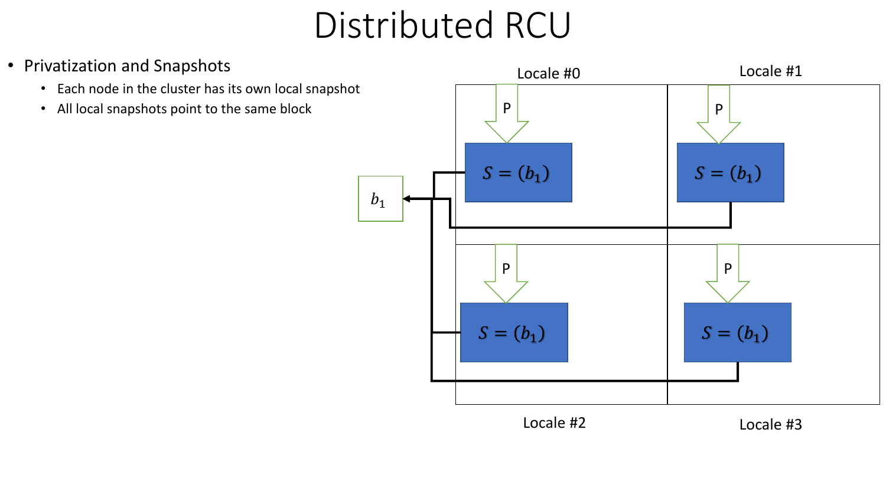# Distributed RCU

- Privatization and Snapshots
  - Each node in the cluster has its own local snapshot
  - All local snapshots point to the same block

Locale #0

P

$S = (b_1)$

Locale #1

P

$S = (b_1)$

$b_1$

Locale #2

P

$S = (b_1)$

Locale #3

P

$S = (b_1)$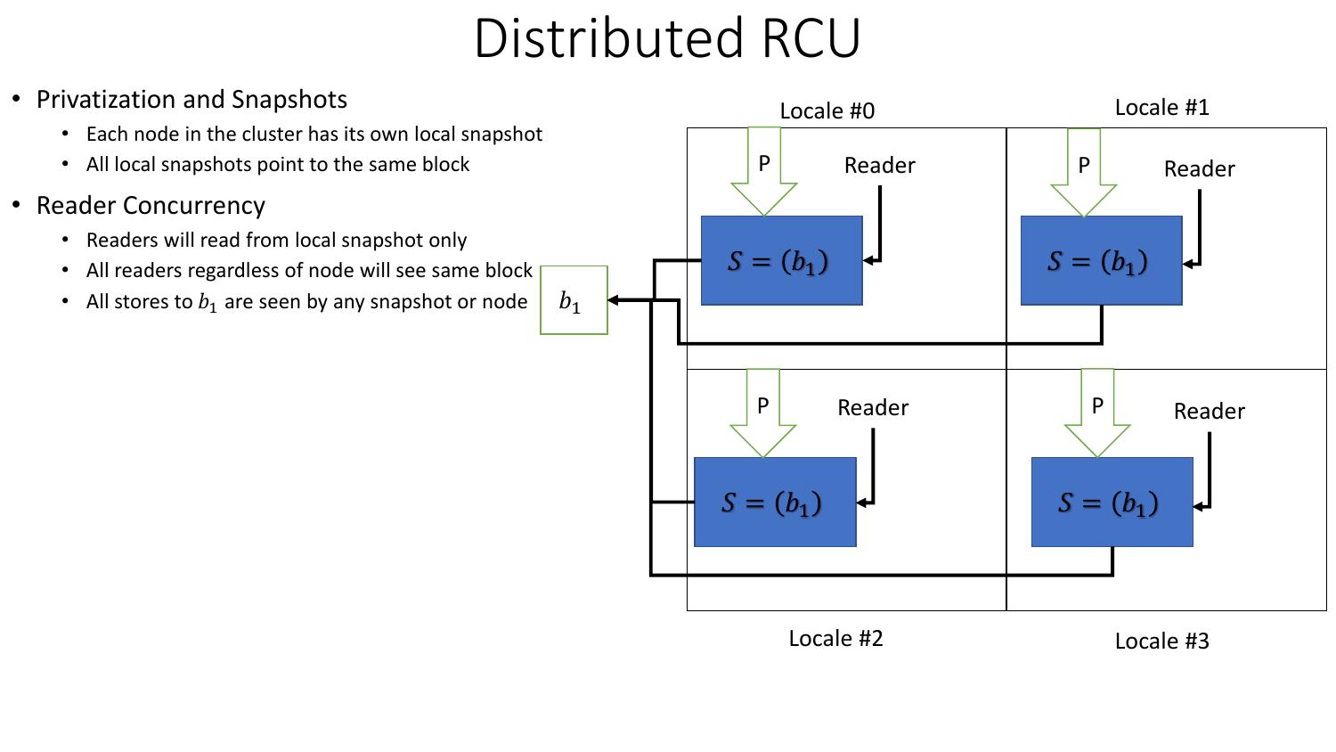# Distributed RCU

- Privatization and Snapshots
  - Each node in the cluster has its own local snapshot
  - All local snapshots point to the same block
- Reader Concurrency
  - Readers will read from local snapshot only
  - All readers regardless of node will see same block
  - All stores to $b_1$ are seen by any snapshot or node

$b_1$

Locale #0

Locale #1

P

Reader

$S = (b_1)$

P

Reader

$S = (b_1)$

P

Reader

$S = (b_1)$

P

Reader

$S = (b_1)$

Locale #2

Locale #3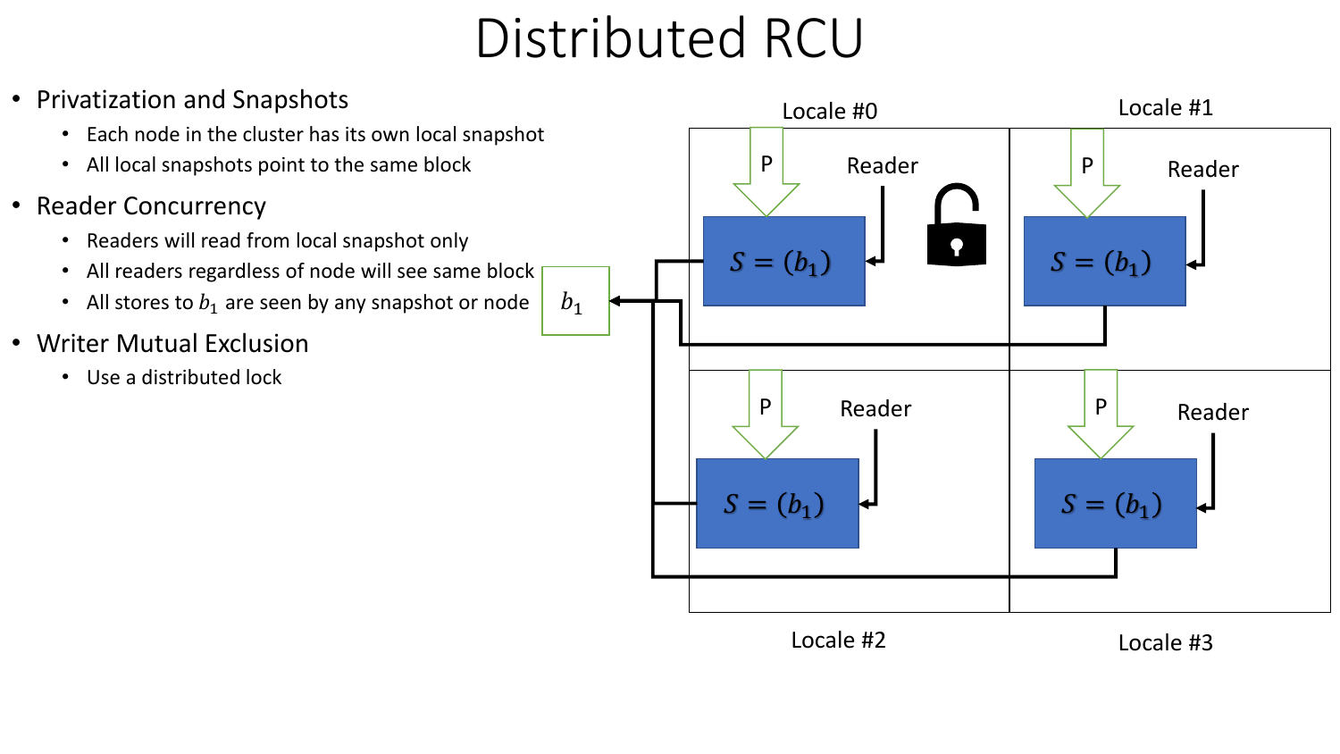# Distributed RCU

- Privatization and Snapshots
  - Each node in the cluster has its own local snapshot
  - All local snapshots point to the same block
- Reader Concurrency
  - Readers will read from local snapshot only
  - All readers regardless of node will see same block
  - All stores to $b_1$ are seen by any snapshot or node
- Writer Mutual Exclusion
  - Use a distributed lock

$b_1$

Locale #0 — P — Reader — $S = (b_1)$

Locale #1 — P — Reader — $S = (b_1)$

Locale #2 — P — Reader — $S = (b_1)$

Locale #3 — P — Reader — $S = (b_1)$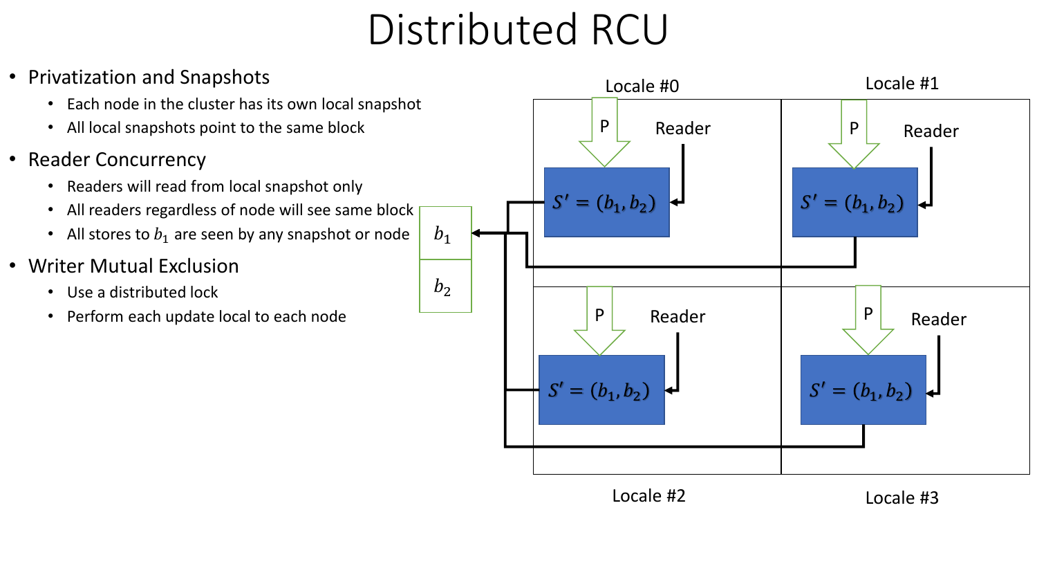# Distributed RCU

- Privatization and Snapshots
  - Each node in the cluster has its own local snapshot
  - All local snapshots point to the same block
- Reader Concurrency
  - Readers will read from local snapshot only
  - All readers regardless of node will see same block
  - All stores to $b_1$ are seen by any snapshot or node
- Writer Mutual Exclusion
  - Use a distributed lock
  - Perform each update local to each node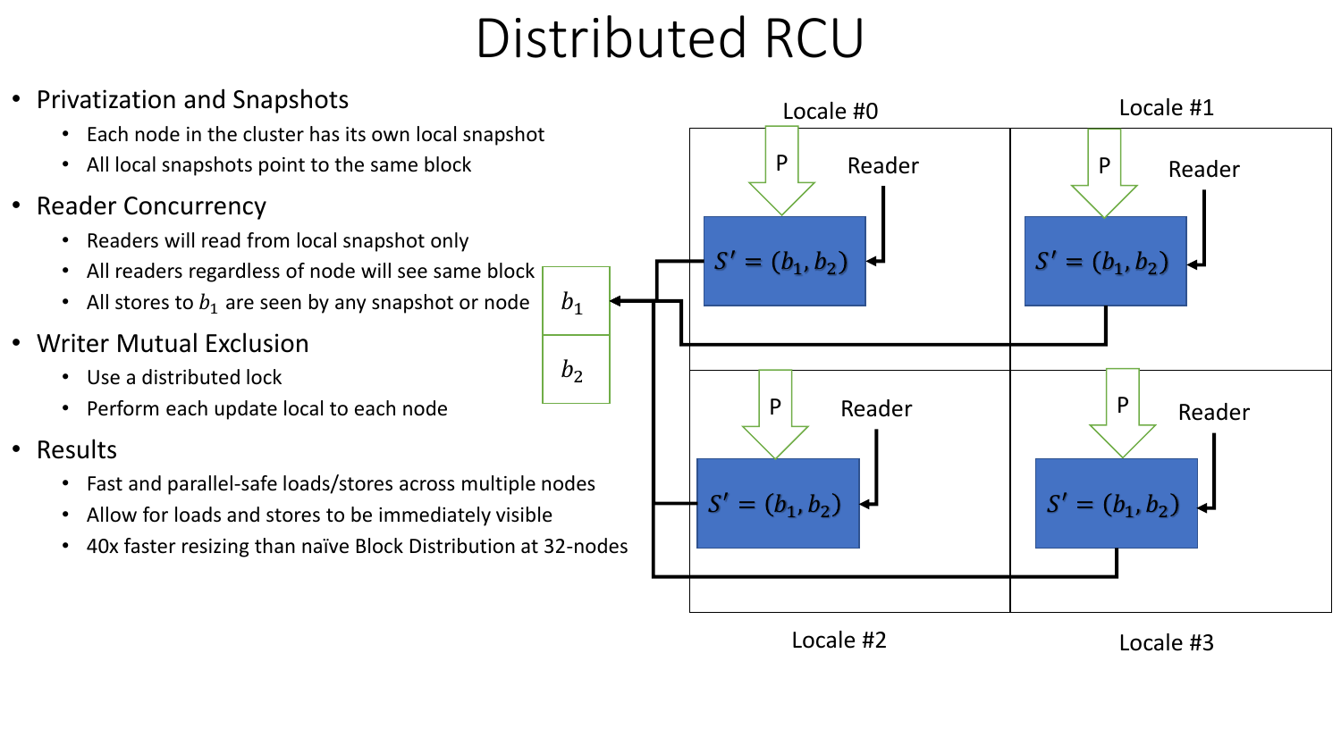# Distributed RCU

- Privatization and Snapshots
  - Each node in the cluster has its own local snapshot
  - All local snapshots point to the same block
- Reader Concurrency
  - Readers will read from local snapshot only
  - All readers regardless of node will see same block
  - All stores to $b_1$ are seen by any snapshot or node
- Writer Mutual Exclusion
  - Use a distributed lock
  - Perform each update local to each node
- Results
  - Fast and parallel-safe loads/stores across multiple nodes
  - Allow for loads and stores to be immediately visible
  - 40x faster resizing than naïve Block Distribution at 32-nodes

Locale #0 — P — Reader — $S' = (b_1, b_2)$

Locale #1 — P — Reader — $S' = (b_1, b_2)$

Locale #2 — P — Reader — $S' = (b_1, b_2)$

Locale #3 — P — Reader — $S' = (b_1, b_2)$

$b_1$

$b_2$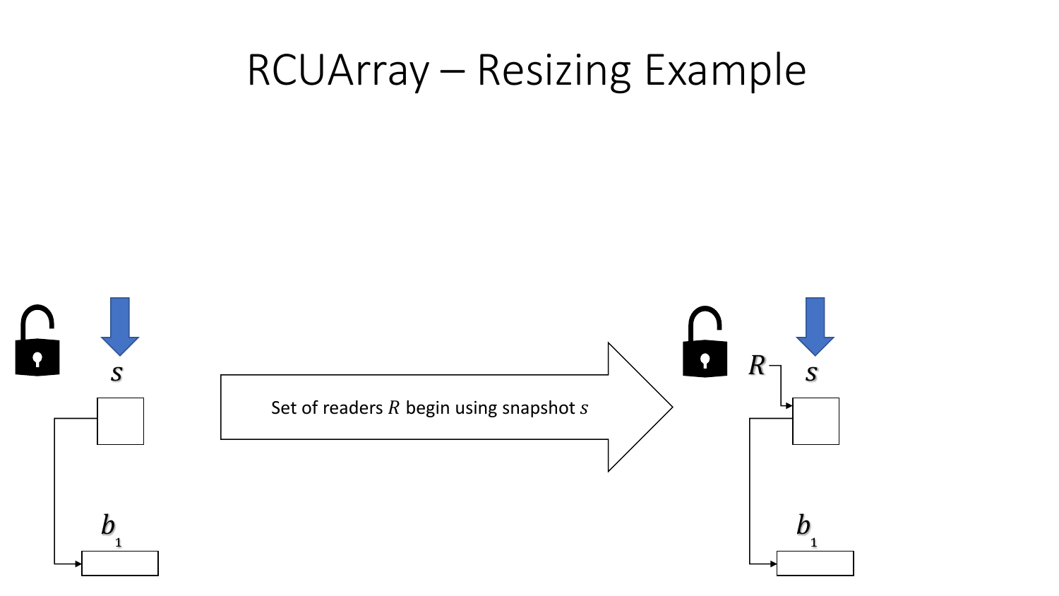# RCUArray – Resizing Example

$s$

$b_1$

Set of readers $R$ begin using snapshot $s$

$R$

$s$

$b_1$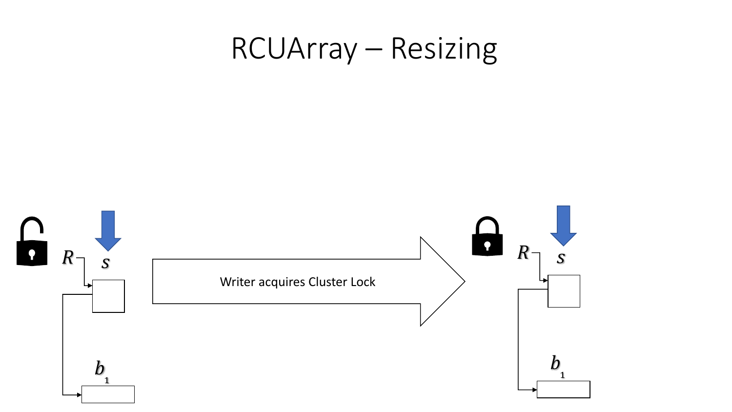# RCUArray – Resizing

$R$ $s$

$b_1$

Writer acquires Cluster Lock

$R$ $s$

$b_1$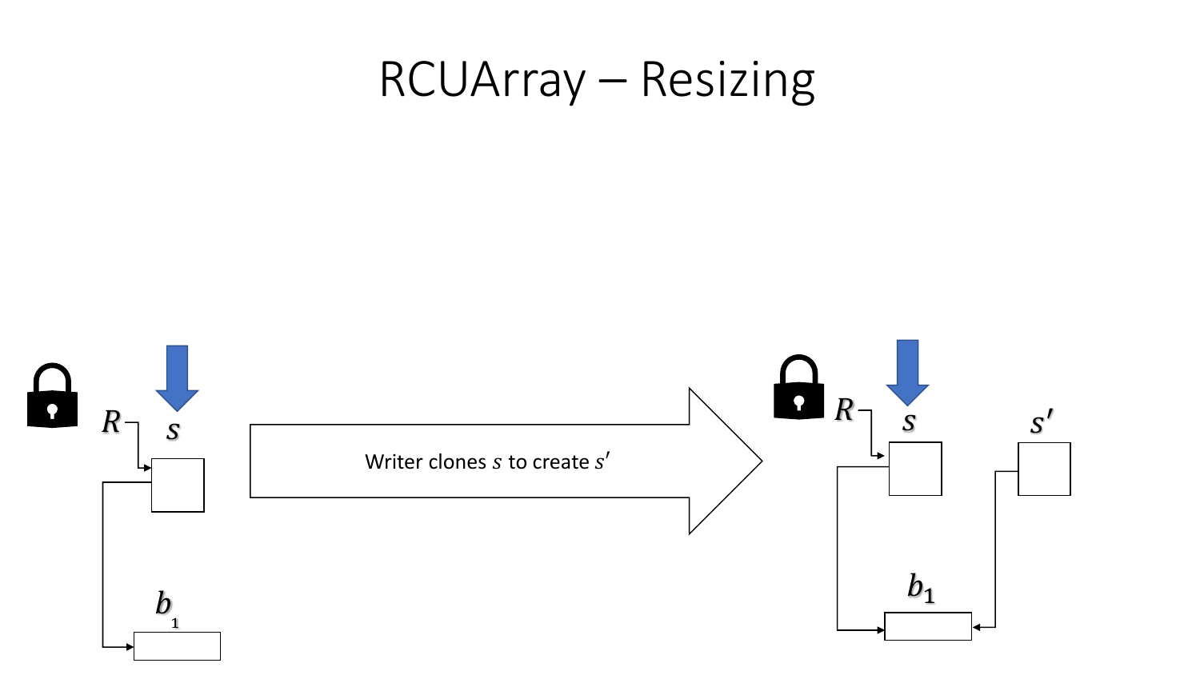# RCUArray – Resizing

$R$ $s$

$b_1$

Writer clones $s$ to create $s'$

$R$ $s$ $s'$

$b_1$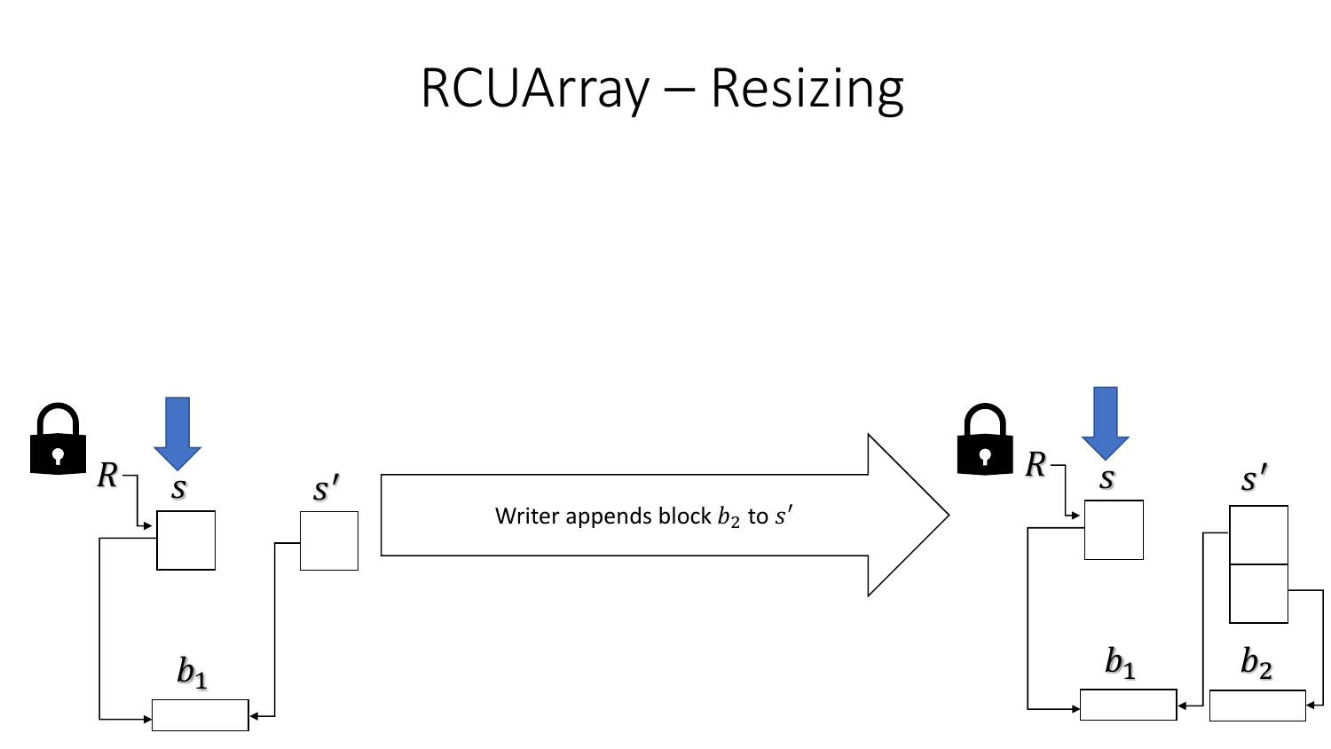# RCUArray – Resizing

Writer appends block $b_2$ to $s'$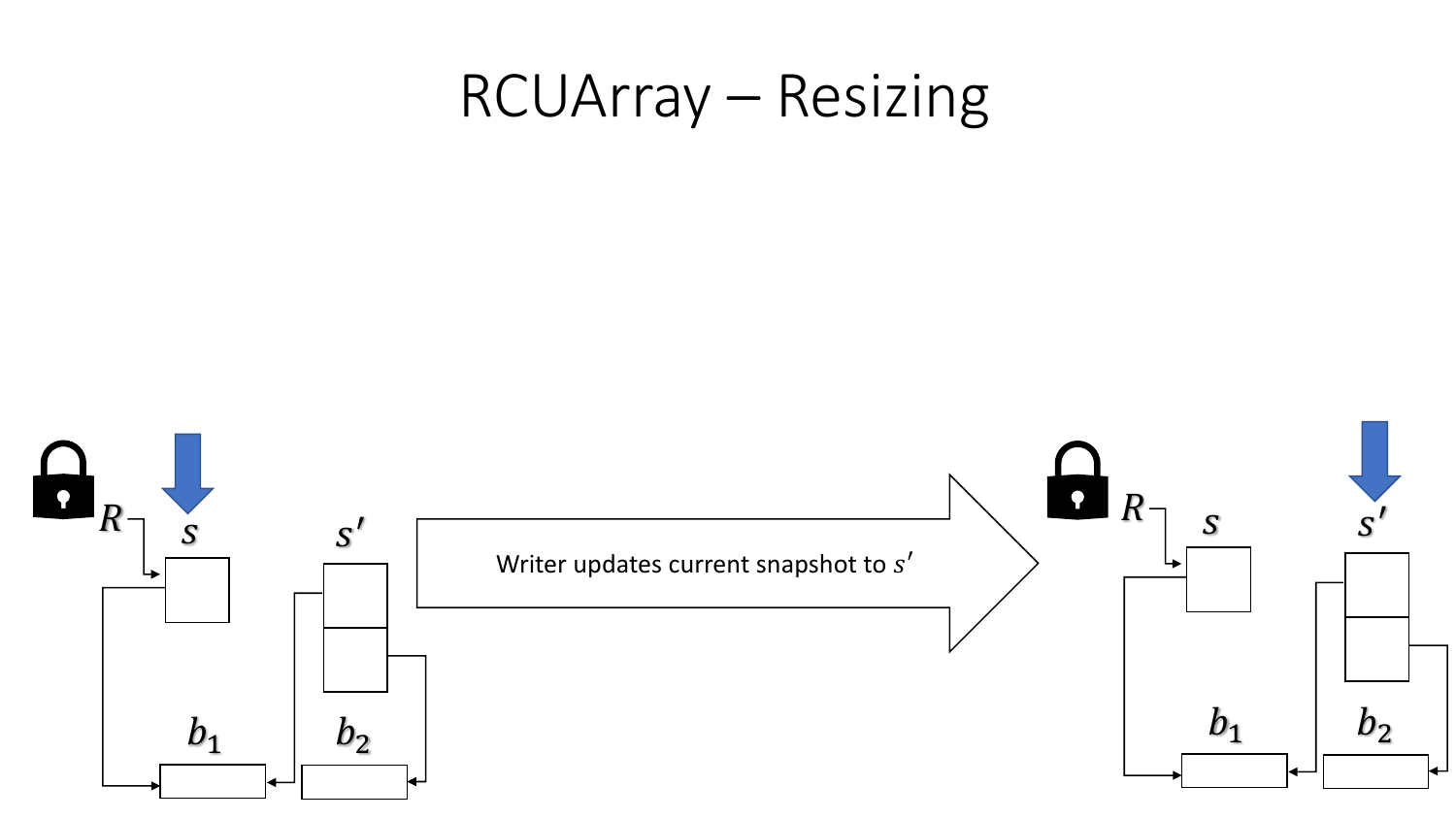# RCUArray – Resizing

$R$ $s$ $s'$ $b_1$ $b_2$

Writer updates current snapshot to $s'$

$R$ $s$ $s'$ $b_1$ $b_2$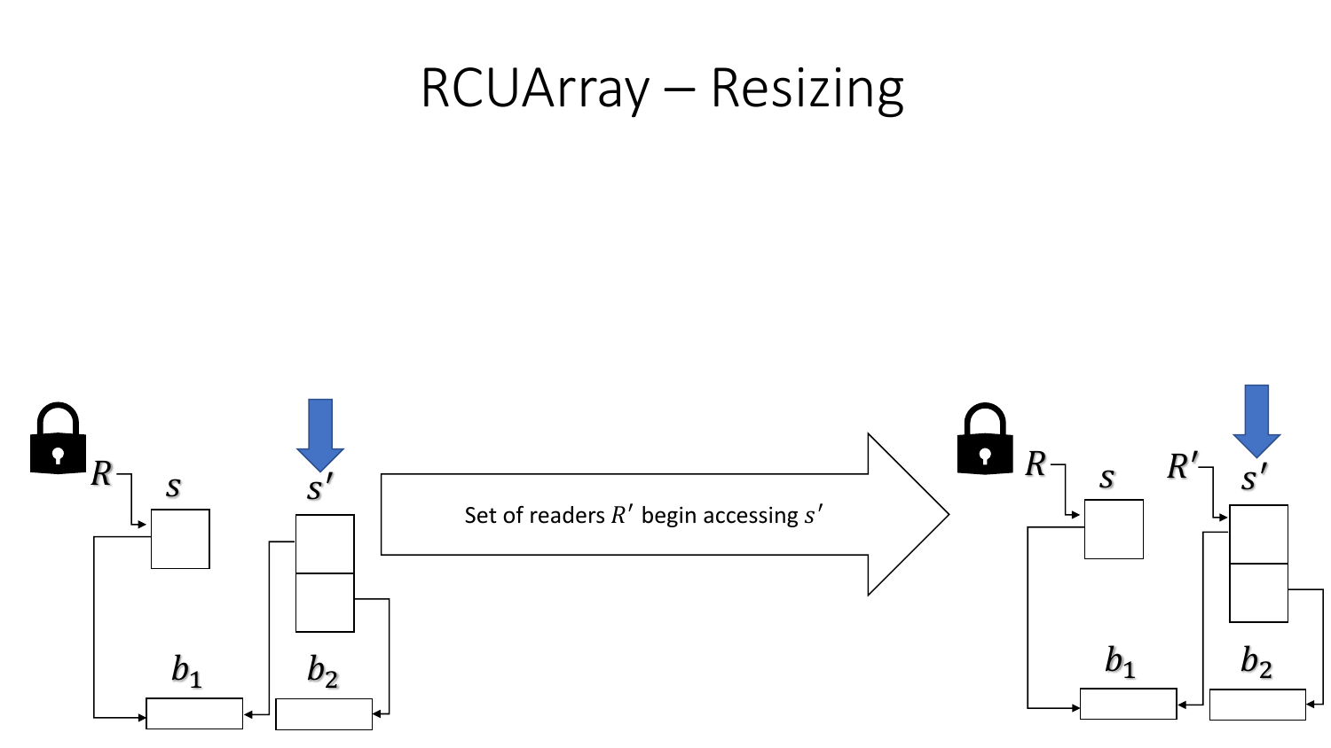# RCUArray – Resizing

$R$ $s$ $s'$ $b_1$ $b_2$

Set of readers $R'$ begin accessing $s'$

$R$ $s$ $R'$ $s'$ $b_1$ $b_2$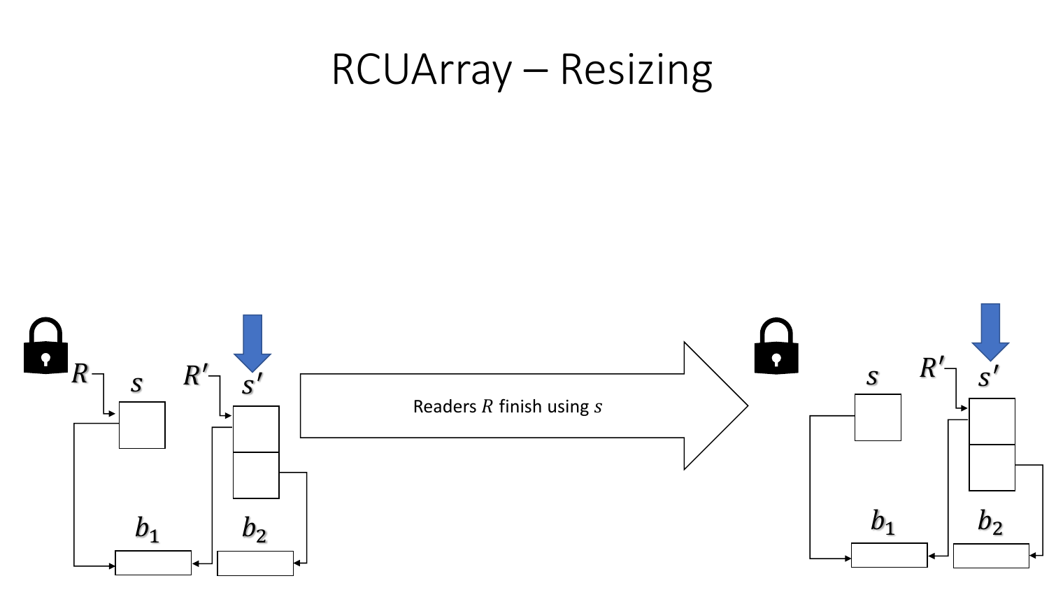# RCUArray – Resizing

$R$ $s$ $R'$ $s'$ $b_1$ $b_2$

Readers $R$ finish using $s$

$s$ $R'$ $s'$ $b_1$ $b_2$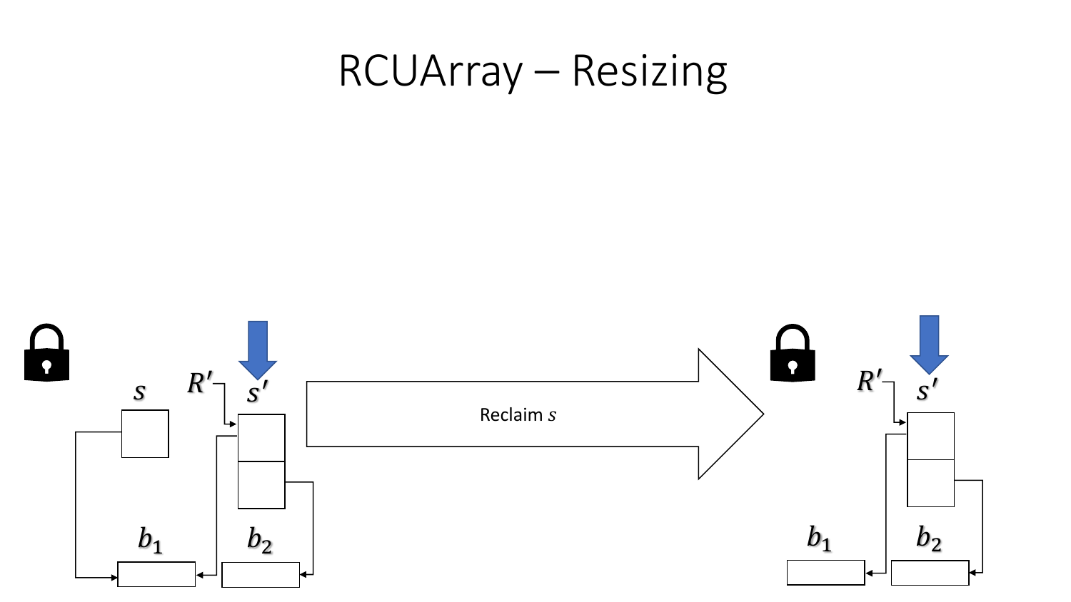# RCUArray – Resizing

$s$

$R'$

$s'$

$b_1$

$b_2$

Reclaim $s$

$R'$

$s'$

$b_1$

$b_2$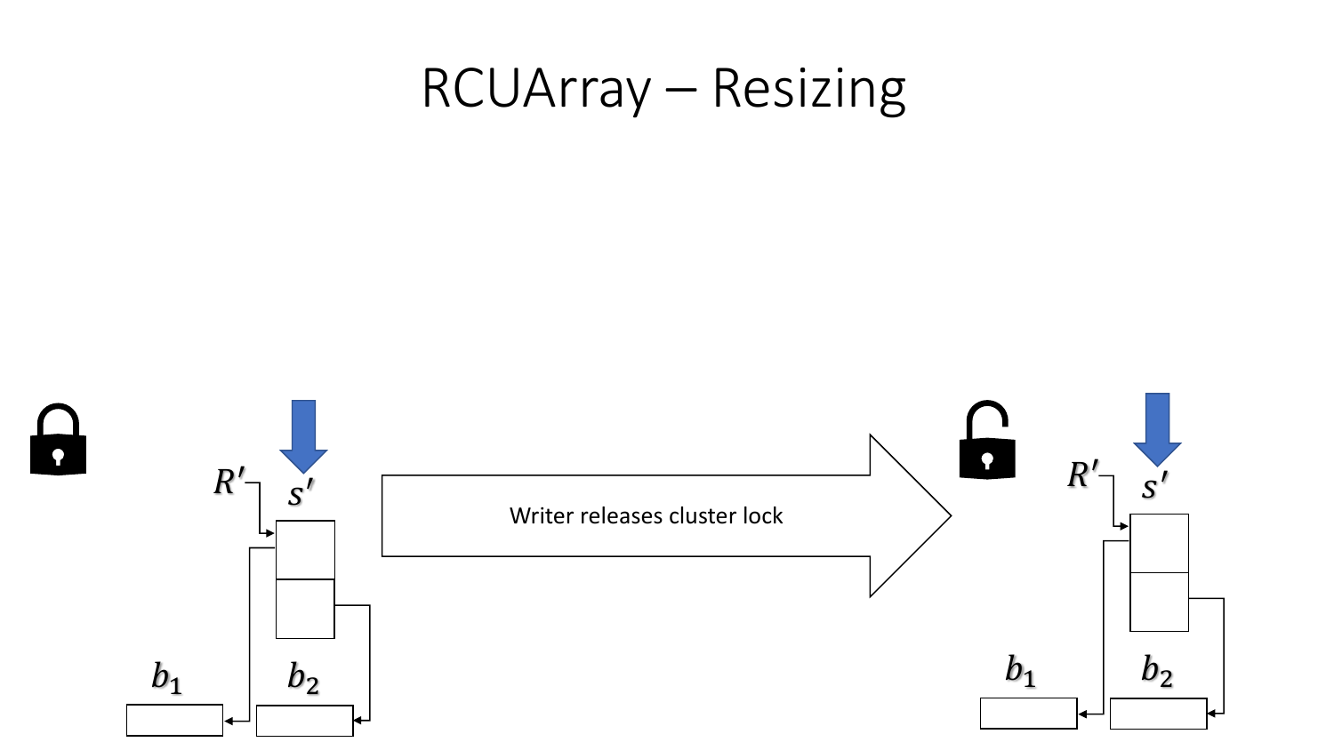# RCUArray – Resizing

$R'$ $s'$

$b_1$ $b_2$

Writer releases cluster lock

$R'$ $s'$

$b_1$ $b_2$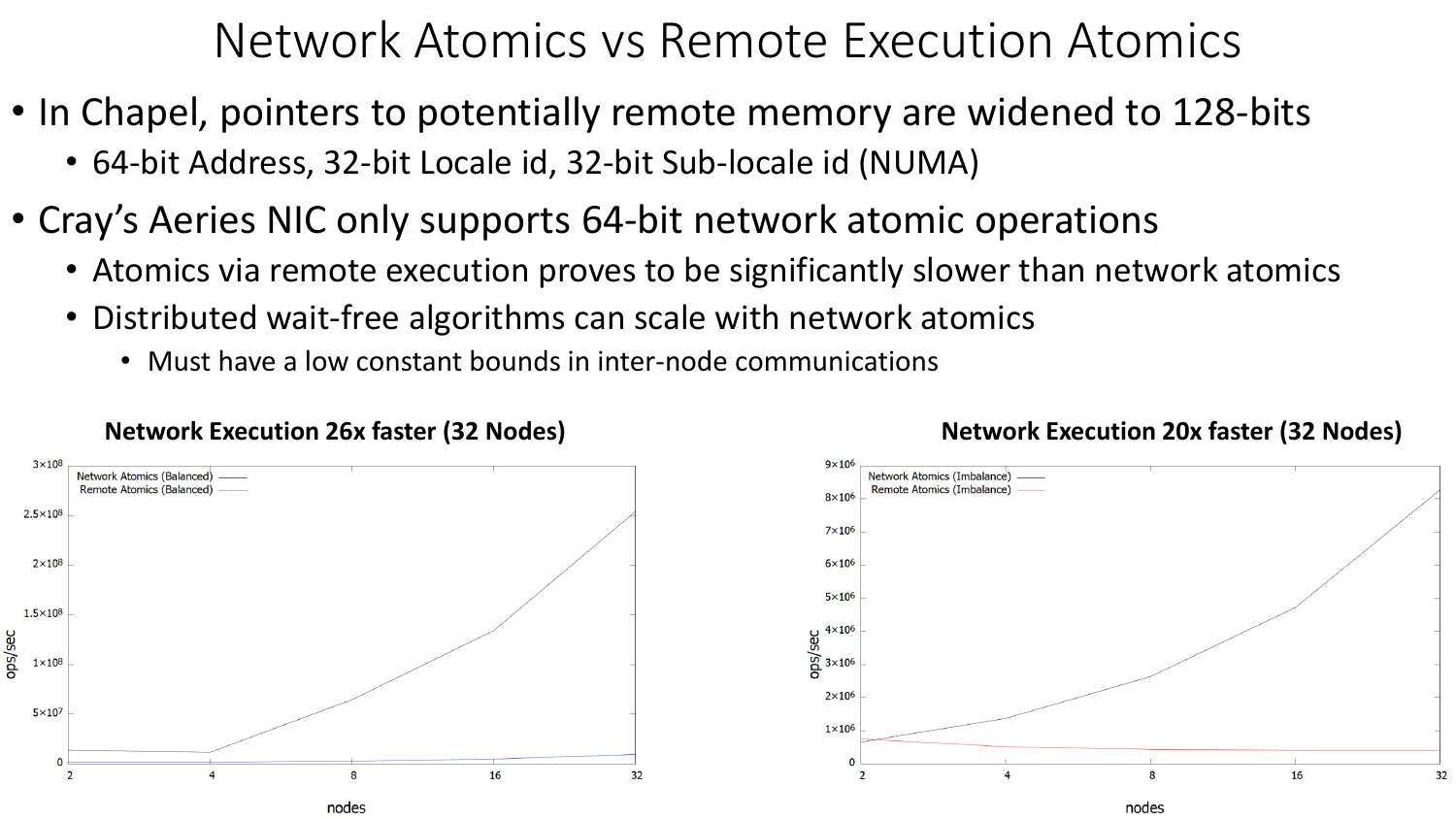# Network Atomics vs Remote Execution Atomics

- In Chapel, pointers to potentially remote memory are widened to 128-bits
  - 64-bit Address, 32-bit Locale id, 32-bit Sub-locale id (NUMA)
- Cray's Aeries NIC only supports 64-bit network atomic operations
  - Atomics via remote execution proves to be significantly slower than network atomics
  - Distributed wait-free algorithms can scale with network atomics
    - Must have a low constant bounds in inter-node communications

**Network Execution 26x faster (32 Nodes)**

**Network Execution 20x faster (32 Nodes)**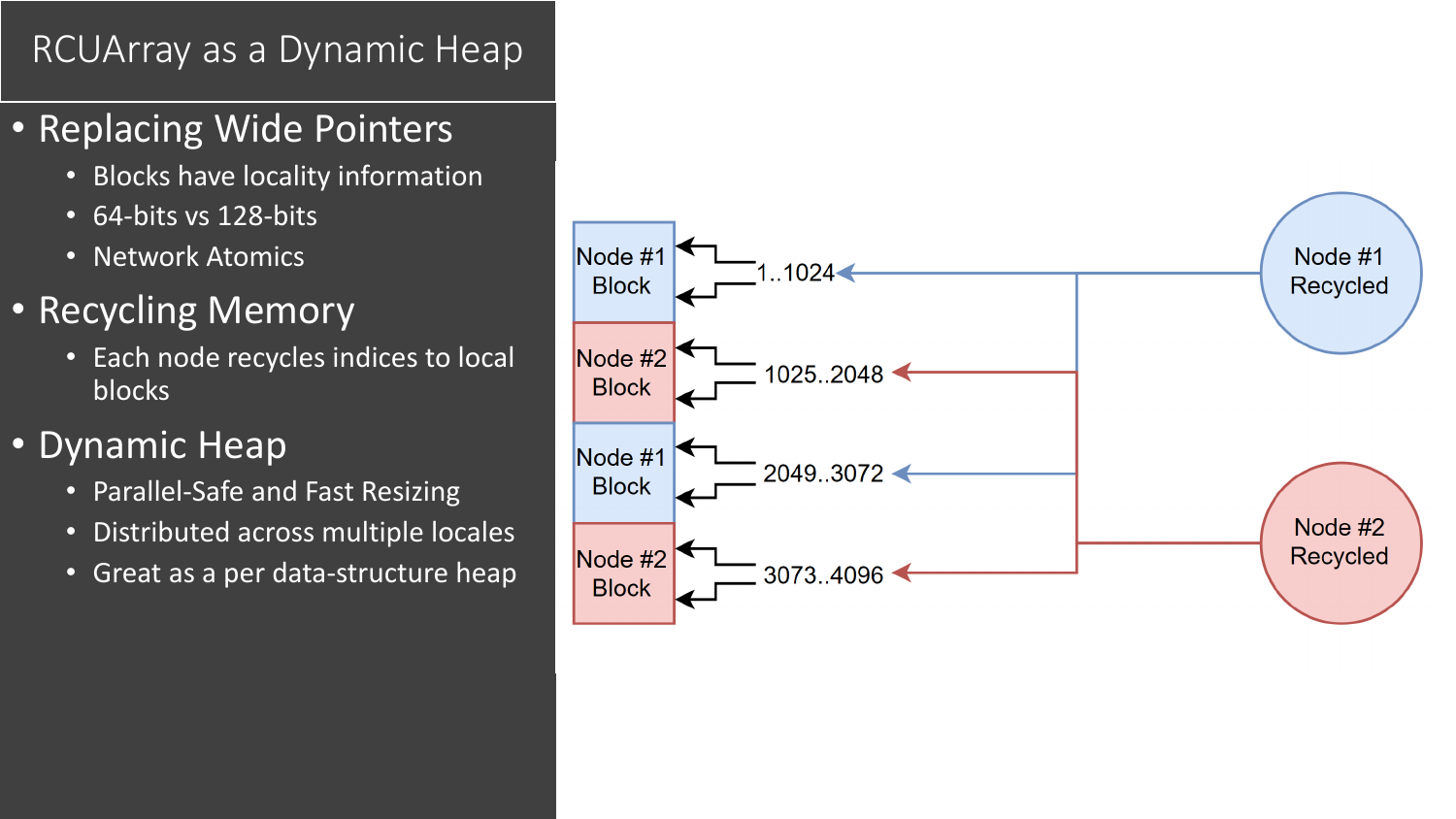# RCUArray as a Dynamic Heap

- Replacing Wide Pointers
  - Blocks have locality information
  - 64-bits vs 128-bits
  - Network Atomics
- Recycling Memory
  - Each node recycles indices to local blocks
- Dynamic Heap
  - Parallel-Safe and Fast Resizing
  - Distributed across multiple locales
  - Great as a per data-structure heap

Node #1 Block — 1..1024

Node #2 Block — 1025..2048

Node #1 Block — 2049..3072

Node #2 Block — 3073..4096

Node #1 Recycled

Node #2 Recycled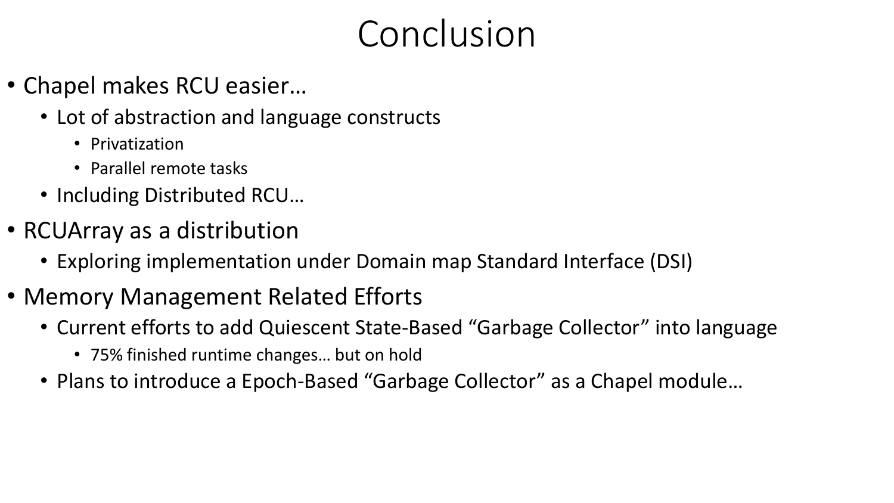# Conclusion

- Chapel makes RCU easier…
  - Lot of abstraction and language constructs
    - Privatization
    - Parallel remote tasks
  - Including Distributed RCU…
- RCUArray as a distribution
  - Exploring implementation under Domain map Standard Interface (DSI)
- Memory Management Related Efforts
  - Current efforts to add Quiescent State-Based “Garbage Collector” into language
    - 75% finished runtime changes… but on hold
  - Plans to introduce a Epoch-Based “Garbage Collector” as a Chapel module…